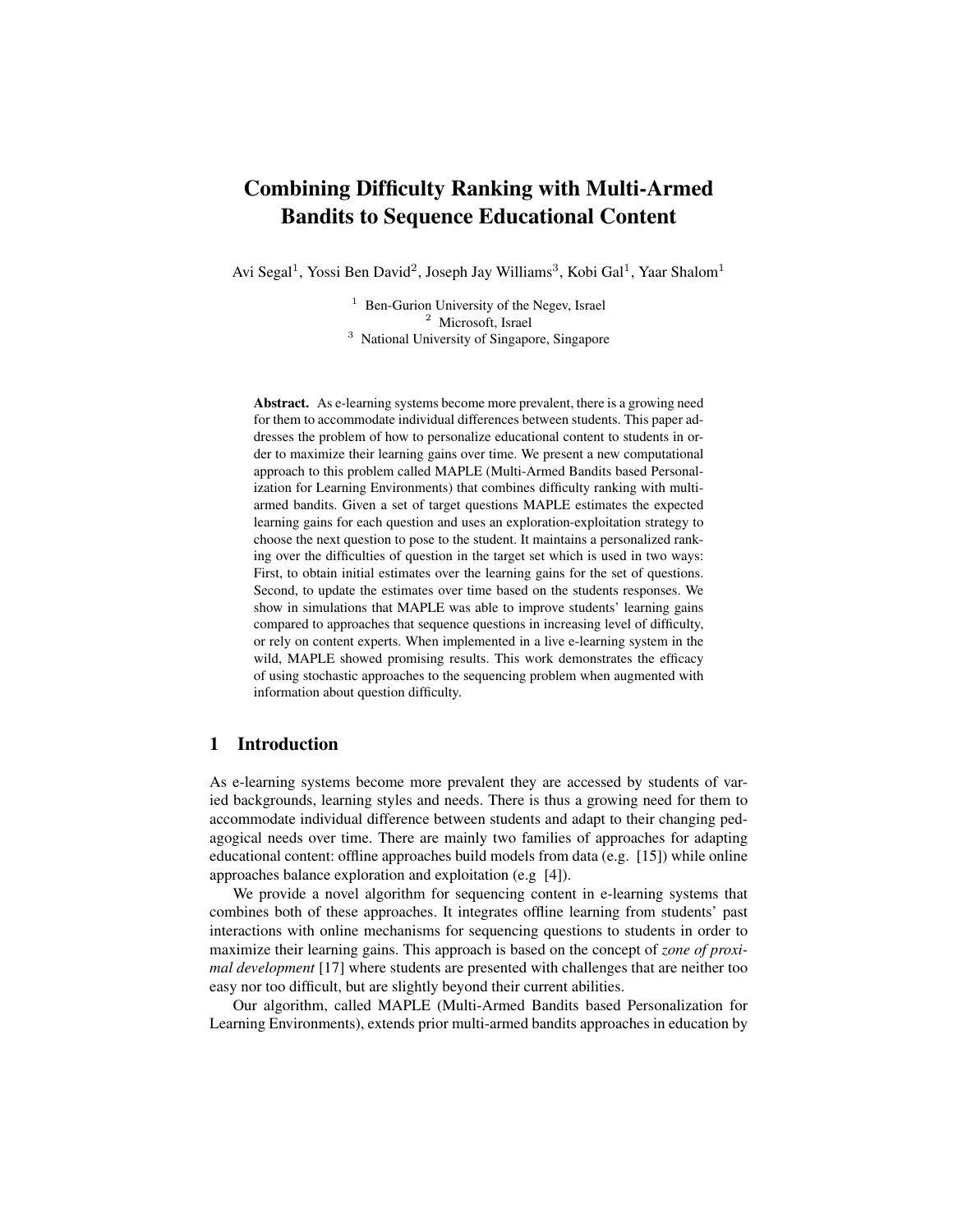# Combining Difficulty Ranking with Multi-Armed Bandits to Sequence Educational Content

Avi Segal[1], Yossi Ben David[2], Joseph Jay Williams[3], Kobi Gal[1], Yaar Shalom[1]

[1] Ben-Gurion University of the Negev, Israel
[2] Microsoft, Israel
[3] National University of Singapore, Singapore

**Abstract.** As e-learning systems become more prevalent, there is a growing need for them to accommodate individual differences between students. This paper addresses the problem of how to personalize educational content to students in order to maximize their learning gains over time. We present a new computational approach to this problem called MAPLE (Multi-Armed Bandits based Personalization for Learning Environments) that combines difficulty ranking with multi-armed bandits. Given a set of target questions MAPLE estimates the expected learning gains for each question and uses an exploration-exploitation strategy to choose the next question to pose to the student. It maintains a personalized ranking over the difficulties of question in the target set which is used in two ways: First, to obtain initial estimates over the learning gains for the set of questions. Second, to update the estimates over time based on the students responses. We show in simulations that MAPLE was able to improve students' learning gains compared to approaches that sequence questions in increasing level of difficulty, or rely on content experts. When implemented in a live e-learning system in the wild, MAPLE showed promising results. This work demonstrates the efficacy of using stochastic approaches to the sequencing problem when augmented with information about question difficulty.

## 1 Introduction

As e-learning systems become more prevalent they are accessed by students of varied backgrounds, learning styles and needs. There is thus a growing need for them to accommodate individual difference between students and adapt to their changing pedagogical needs over time. There are mainly two families of approaches for adapting educational content: offline approaches build models from data (e.g. [15]) while online approaches balance exploration and exploitation (e.g [4]).

We provide a novel algorithm for sequencing content in e-learning systems that combines both of these approaches. It integrates offline learning from students' past interactions with online mechanisms for sequencing questions to students in order to maximize their learning gains. This approach is based on the concept of *zone of proximal development* [17] where students are presented with challenges that are neither too easy nor too difficult, but are slightly beyond their current abilities.

Our algorithm, called MAPLE (Multi-Armed Bandits based Personalization for Learning Environments), extends prior multi-armed bandits approaches in education by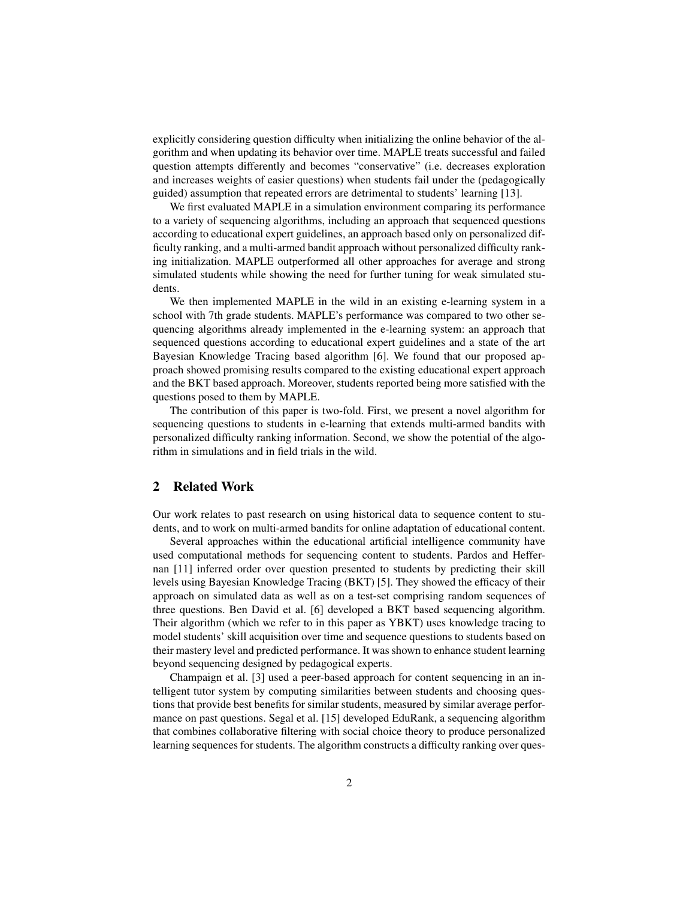explicitly considering question difficulty when initializing the online behavior of the algorithm and when updating its behavior over time. MAPLE treats successful and failed question attempts differently and becomes "conservative" (i.e. decreases exploration and increases weights of easier questions) when students fail under the (pedagogically guided) assumption that repeated errors are detrimental to students' learning [13].

We first evaluated MAPLE in a simulation environment comparing its performance to a variety of sequencing algorithms, including an approach that sequenced questions according to educational expert guidelines, an approach based only on personalized difficulty ranking, and a multi-armed bandit approach without personalized difficulty ranking initialization. MAPLE outperformed all other approaches for average and strong simulated students while showing the need for further tuning for weak simulated students.

We then implemented MAPLE in the wild in an existing e-learning system in a school with 7th grade students. MAPLE's performance was compared to two other sequencing algorithms already implemented in the e-learning system: an approach that sequenced questions according to educational expert guidelines and a state of the art Bayesian Knowledge Tracing based algorithm [6]. We found that our proposed approach showed promising results compared to the existing educational expert approach and the BKT based approach. Moreover, students reported being more satisfied with the questions posed to them by MAPLE.

The contribution of this paper is two-fold. First, we present a novel algorithm for sequencing questions to students in e-learning that extends multi-armed bandits with personalized difficulty ranking information. Second, we show the potential of the algorithm in simulations and in field trials in the wild.

## 2 Related Work

Our work relates to past research on using historical data to sequence content to students, and to work on multi-armed bandits for online adaptation of educational content.

Several approaches within the educational artificial intelligence community have used computational methods for sequencing content to students. Pardos and Heffernan [11] inferred order over question presented to students by predicting their skill levels using Bayesian Knowledge Tracing (BKT) [5]. They showed the efficacy of their approach on simulated data as well as on a test-set comprising random sequences of three questions. Ben David et al. [6] developed a BKT based sequencing algorithm. Their algorithm (which we refer to in this paper as YBKT) uses knowledge tracing to model students' skill acquisition over time and sequence questions to students based on their mastery level and predicted performance. It was shown to enhance student learning beyond sequencing designed by pedagogical experts.

Champaign et al. [3] used a peer-based approach for content sequencing in an intelligent tutor system by computing similarities between students and choosing questions that provide best benefits for similar students, measured by similar average performance on past questions. Segal et al. [15] developed EduRank, a sequencing algorithm that combines collaborative filtering with social choice theory to produce personalized learning sequences for students. The algorithm constructs a difficulty ranking over ques-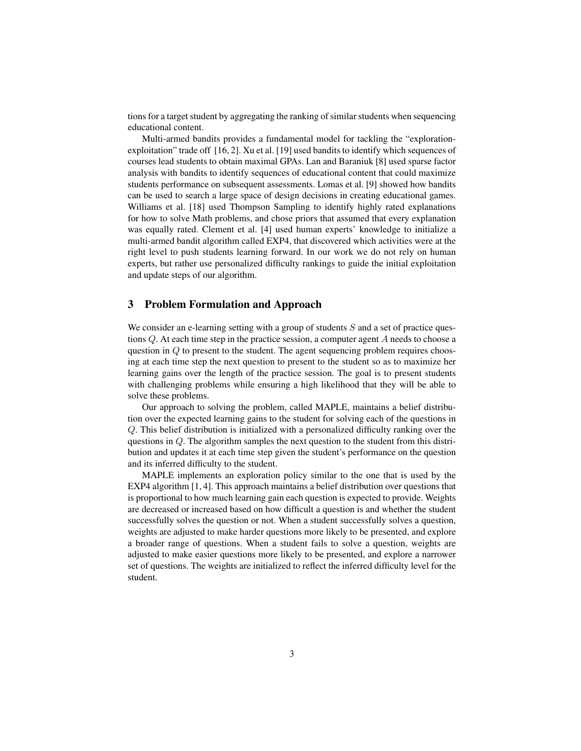tions for a target student by aggregating the ranking of similar students when sequencing educational content.

Multi-armed bandits provides a fundamental model for tackling the "exploration-exploitation" trade off [16, 2]. Xu et al. [19] used bandits to identify which sequences of courses lead students to obtain maximal GPAs. Lan and Baraniuk [8] used sparse factor analysis with bandits to identify sequences of educational content that could maximize students performance on subsequent assessments. Lomas et al. [9] showed how bandits can be used to search a large space of design decisions in creating educational games. Williams et al. [18] used Thompson Sampling to identify highly rated explanations for how to solve Math problems, and chose priors that assumed that every explanation was equally rated. Clement et al. [4] used human experts' knowledge to initialize a multi-armed bandit algorithm called EXP4, that discovered which activities were at the right level to push students learning forward. In our work we do not rely on human experts, but rather use personalized difficulty rankings to guide the initial exploitation and update steps of our algorithm.

## 3 Problem Formulation and Approach

We consider an e-learning setting with a group of students $S$ and a set of practice questions $Q$. At each time step in the practice session, a computer agent $A$ needs to choose a question in $Q$ to present to the student. The agent sequencing problem requires choosing at each time step the next question to present to the student so as to maximize her learning gains over the length of the practice session. The goal is to present students with challenging problems while ensuring a high likelihood that they will be able to solve these problems.

Our approach to solving the problem, called MAPLE, maintains a belief distribution over the expected learning gains to the student for solving each of the questions in $Q$. This belief distribution is initialized with a personalized difficulty ranking over the questions in $Q$. The algorithm samples the next question to the student from this distribution and updates it at each time step given the student's performance on the question and its inferred difficulty to the student.

MAPLE implements an exploration policy similar to the one that is used by the EXP4 algorithm [1, 4]. This approach maintains a belief distribution over questions that is proportional to how much learning gain each question is expected to provide. Weights are decreased or increased based on how difficult a question is and whether the student successfully solves the question or not. When a student successfully solves a question, weights are adjusted to make harder questions more likely to be presented, and explore a broader range of questions. When a student fails to solve a question, weights are adjusted to make easier questions more likely to be presented, and explore a narrower set of questions. The weights are initialized to reflect the inferred difficulty level for the student.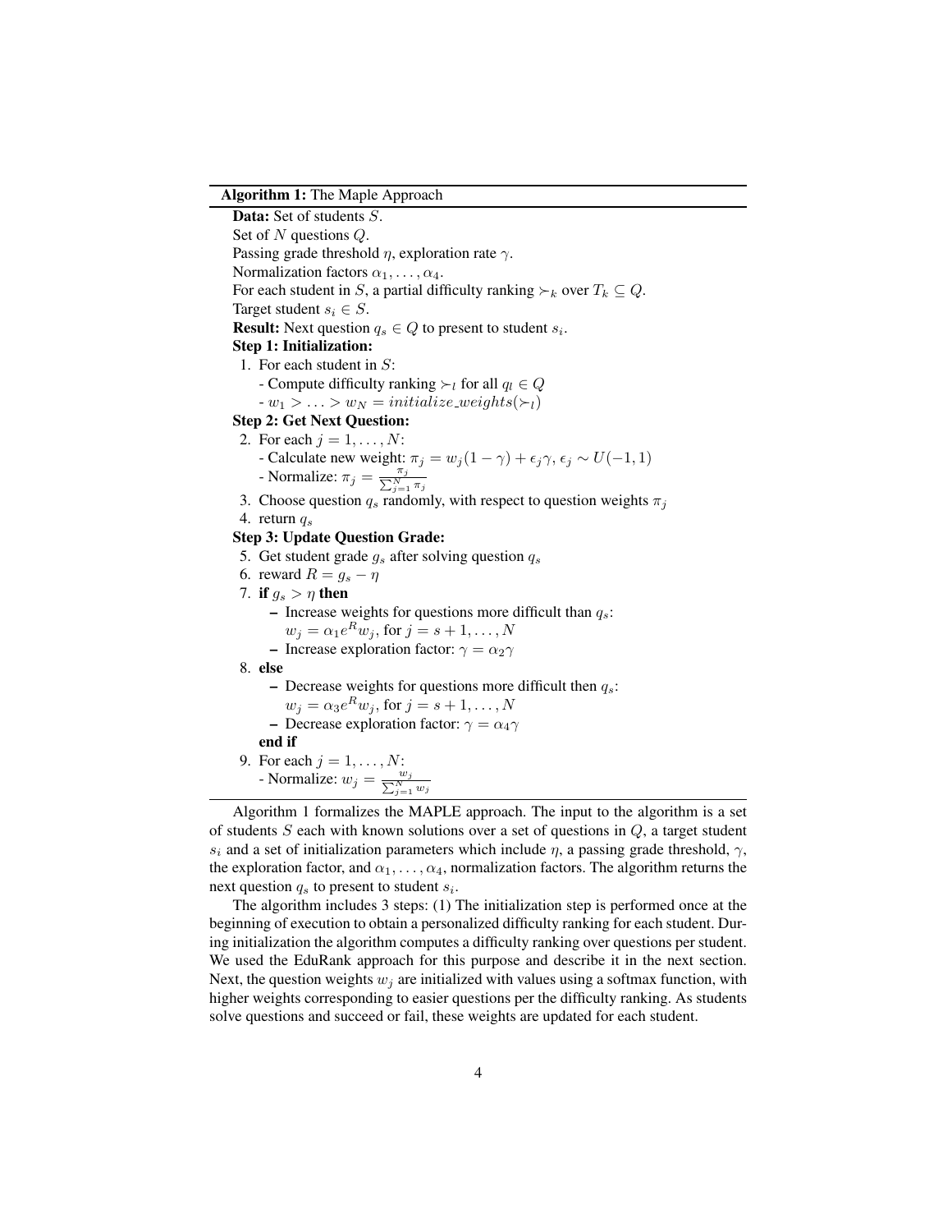**Algorithm 1:** The Maple Approach

**Data:** Set of students $S$.
Set of $N$ questions $Q$.
Passing grade threshold $\eta$, exploration rate $\gamma$.
Normalization factors $\alpha_1, \ldots, \alpha_4$.
For each student in $S$, a partial difficulty ranking $\succ_k$ over $T_k \subseteq Q$.
Target student $s_i \in S$.
**Result:** Next question $q_s \in Q$ to present to student $s_i$.

**Step 1: Initialization:**

1. For each student in $S$:
   - Compute difficulty ranking $\succ_l$ for all $q_l \in Q$
   - $w_1 > \ldots > w_N = initialize\_weights(\succ_l)$

**Step 2: Get Next Question:**

2. For each $j = 1, \ldots, N$:
   - Calculate new weight: $\pi_j = w_j(1-\gamma) + \epsilon_j \gamma$, $\epsilon_j \sim U(-1, 1)$
   - Normalize: $\pi_j = \frac{\pi_j}{\sum_{j=1}^{N} \pi_j}$
3. Choose question $q_s$ randomly, with respect to question weights $\pi_j$
4. return $q_s$

**Step 3: Update Question Grade:**

5. Get student grade $g_s$ after solving question $q_s$
6. reward $R = g_s - \eta$
7. **if** $g_s > \eta$ **then**
   - Increase weights for questions more difficult than $q_s$:
     $w_j = \alpha_1 e^R w_j$, for $j = s+1, \ldots, N$
   - Increase exploration factor: $\gamma = \alpha_2 \gamma$
8. **else**
   - Decrease weights for questions more difficult then $q_s$:
     $w_j = \alpha_3 e^R w_j$, for $j = s+1, \ldots, N$
   - Decrease exploration factor: $\gamma = \alpha_4 \gamma$

   **end if**
9. For each $j = 1, \ldots, N$:
   - Normalize: $w_j = \frac{w_j}{\sum_{j=1}^{N} w_j}$

Algorithm 1 formalizes the MAPLE approach. The input to the algorithm is a set of students $S$ each with known solutions over a set of questions in $Q$, a target student $s_i$ and a set of initialization parameters which include $\eta$, a passing grade threshold, $\gamma$, the exploration factor, and $\alpha_1, \ldots, \alpha_4$, normalization factors. The algorithm returns the next question $q_s$ to present to student $s_i$.

The algorithm includes 3 steps: (1) The initialization step is performed once at the beginning of execution to obtain a personalized difficulty ranking for each student. During initialization the algorithm computes a difficulty ranking over questions per student. We used the EduRank approach for this purpose and describe it in the next section. Next, the question weights $w_j$ are initialized with values using a softmax function, with higher weights corresponding to easier questions per the difficulty ranking. As students solve questions and succeed or fail, these weights are updated for each student.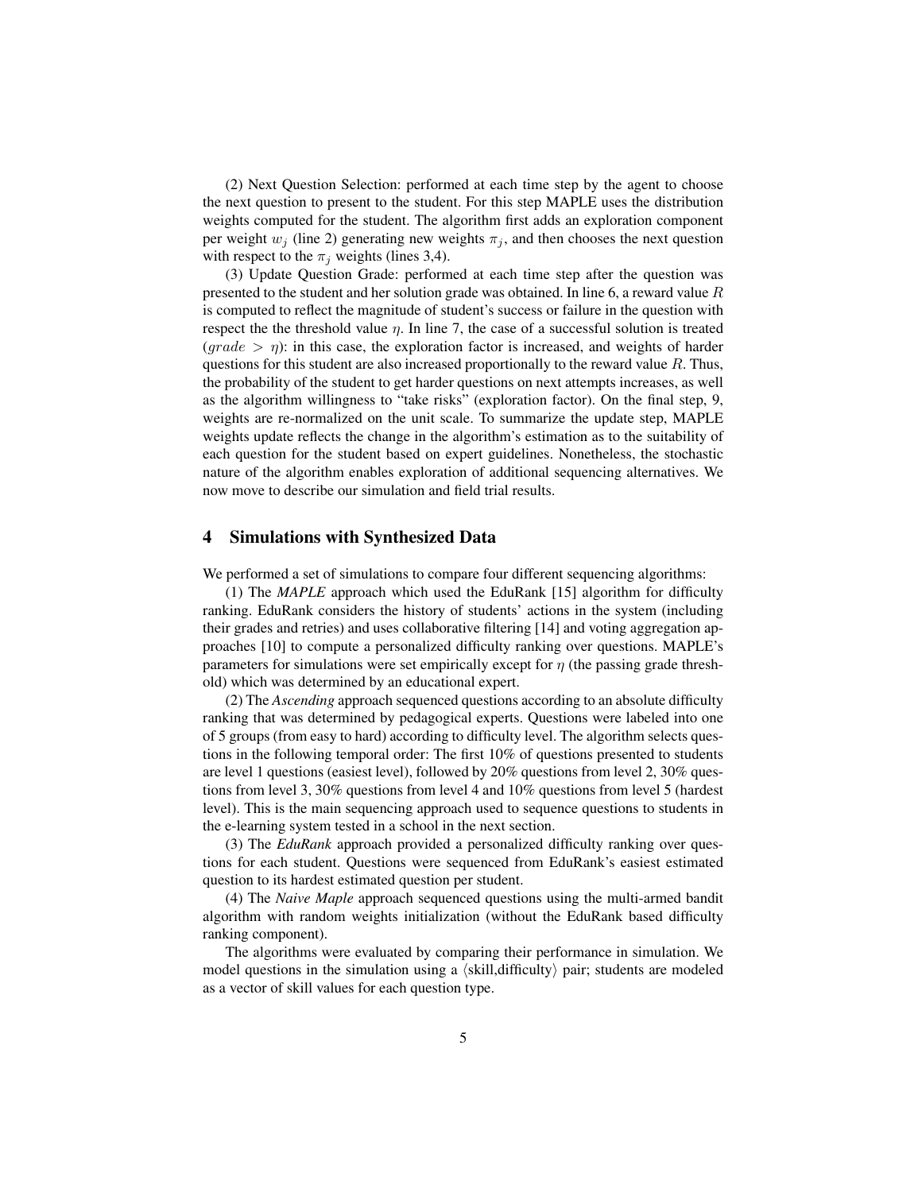(2) Next Question Selection: performed at each time step by the agent to choose the next question to present to the student. For this step MAPLE uses the distribution weights computed for the student. The algorithm first adds an exploration component per weight $w_j$ (line 2) generating new weights $\pi_j$, and then chooses the next question with respect to the $\pi_j$ weights (lines 3,4).

(3) Update Question Grade: performed at each time step after the question was presented to the student and her solution grade was obtained. In line 6, a reward value $R$ is computed to reflect the magnitude of student's success or failure in the question with respect the the threshold value $\eta$. In line 7, the case of a successful solution is treated ($grade > \eta$): in this case, the exploration factor is increased, and weights of harder questions for this student are also increased proportionally to the reward value $R$. Thus, the probability of the student to get harder questions on next attempts increases, as well as the algorithm willingness to "take risks" (exploration factor). On the final step, 9, weights are re-normalized on the unit scale. To summarize the update step, MAPLE weights update reflects the change in the algorithm's estimation as to the suitability of each question for the student based on expert guidelines. Nonetheless, the stochastic nature of the algorithm enables exploration of additional sequencing alternatives. We now move to describe our simulation and field trial results.

## 4 Simulations with Synthesized Data

We performed a set of simulations to compare four different sequencing algorithms:

(1) The *MAPLE* approach which used the EduRank [15] algorithm for difficulty ranking. EduRank considers the history of students' actions in the system (including their grades and retries) and uses collaborative filtering [14] and voting aggregation approaches [10] to compute a personalized difficulty ranking over questions. MAPLE's parameters for simulations were set empirically except for $\eta$ (the passing grade threshold) which was determined by an educational expert.

(2) The *Ascending* approach sequenced questions according to an absolute difficulty ranking that was determined by pedagogical experts. Questions were labeled into one of 5 groups (from easy to hard) according to difficulty level. The algorithm selects questions in the following temporal order: The first 10% of questions presented to students are level 1 questions (easiest level), followed by 20% questions from level 2, 30% questions from level 3, 30% questions from level 4 and 10% questions from level 5 (hardest level). This is the main sequencing approach used to sequence questions to students in the e-learning system tested in a school in the next section.

(3) The *EduRank* approach provided a personalized difficulty ranking over questions for each student. Questions were sequenced from EduRank's easiest estimated question to its hardest estimated question per student.

(4) The *Naive Maple* approach sequenced questions using the multi-armed bandit algorithm with random weights initialization (without the EduRank based difficulty ranking component).

The algorithms were evaluated by comparing their performance in simulation. We model questions in the simulation using a $\langle$skill,difficulty$\rangle$ pair; students are modeled as a vector of skill values for each question type.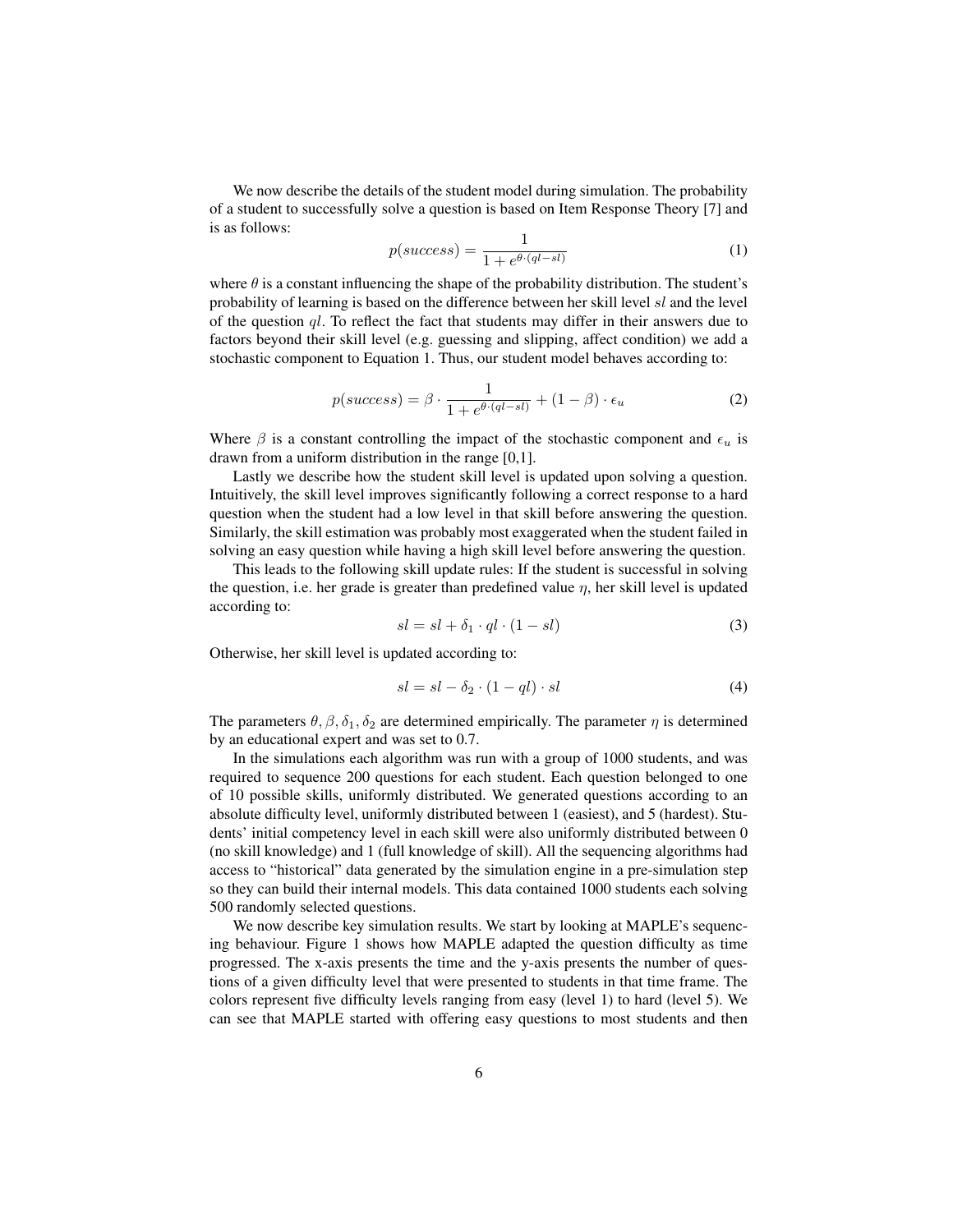We now describe the details of the student model during simulation. The probability of a student to successfully solve a question is based on Item Response Theory [7] and is as follows:

$$p(success) = \frac{1}{1 + e^{\theta \cdot (ql - sl)}} \tag{1}$$

where $\theta$ is a constant influencing the shape of the probability distribution. The student's probability of learning is based on the difference between her skill level $sl$ and the level of the question $ql$. To reflect the fact that students may differ in their answers due to factors beyond their skill level (e.g. guessing and slipping, affect condition) we add a stochastic component to Equation 1. Thus, our student model behaves according to:

$$p(success) = \beta \cdot \frac{1}{1 + e^{\theta \cdot (ql - sl)}} + (1 - \beta) \cdot \epsilon_u \tag{2}$$

Where $\beta$ is a constant controlling the impact of the stochastic component and $\epsilon_u$ is drawn from a uniform distribution in the range [0,1].

Lastly we describe how the student skill level is updated upon solving a question. Intuitively, the skill level improves significantly following a correct response to a hard question when the student had a low level in that skill before answering the question. Similarly, the skill estimation was probably most exaggerated when the student failed in solving an easy question while having a high skill level before answering the question.

This leads to the following skill update rules: If the student is successful in solving the question, i.e. her grade is greater than predefined value $\eta$, her skill level is updated according to:

$$sl = sl + \delta_1 \cdot ql \cdot (1 - sl) \tag{3}$$

Otherwise, her skill level is updated according to:

$$sl = sl - \delta_2 \cdot (1 - ql) \cdot sl \tag{4}$$

The parameters $\theta, \beta, \delta_1, \delta_2$ are determined empirically. The parameter $\eta$ is determined by an educational expert and was set to 0.7.

In the simulations each algorithm was run with a group of 1000 students, and was required to sequence 200 questions for each student. Each question belonged to one of 10 possible skills, uniformly distributed. We generated questions according to an absolute difficulty level, uniformly distributed between 1 (easiest), and 5 (hardest). Students' initial competency level in each skill were also uniformly distributed between 0 (no skill knowledge) and 1 (full knowledge of skill). All the sequencing algorithms had access to "historical" data generated by the simulation engine in a pre-simulation step so they can build their internal models. This data contained 1000 students each solving 500 randomly selected questions.

We now describe key simulation results. We start by looking at MAPLE's sequencing behaviour. Figure 1 shows how MAPLE adapted the question difficulty as time progressed. The x-axis presents the time and the y-axis presents the number of questions of a given difficulty level that were presented to students in that time frame. The colors represent five difficulty levels ranging from easy (level 1) to hard (level 5). We can see that MAPLE started with offering easy questions to most students and then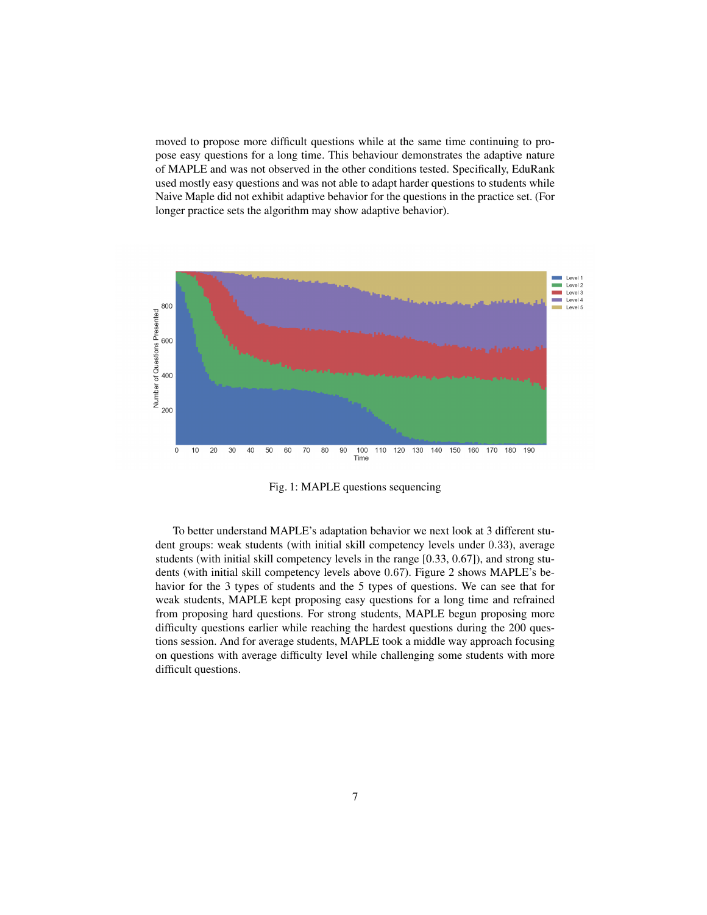moved to propose more difficult questions while at the same time continuing to propose easy questions for a long time. This behaviour demonstrates the adaptive nature of MAPLE and was not observed in the other conditions tested. Specifically, EduRank used mostly easy questions and was not able to adapt harder questions to students while Naive Maple did not exhibit adaptive behavior for the questions in the practice set. (For longer practice sets the algorithm may show adaptive behavior).

Fig. 1: MAPLE questions sequencing

To better understand MAPLE's adaptation behavior we next look at 3 different student groups: weak students (with initial skill competency levels under $0.33$), average students (with initial skill competency levels in the range [0.33, 0.67]), and strong students (with initial skill competency levels above $0.67$). Figure 2 shows MAPLE's behavior for the 3 types of students and the 5 types of questions. We can see that for weak students, MAPLE kept proposing easy questions for a long time and refrained from proposing hard questions. For strong students, MAPLE begun proposing more difficulty questions earlier while reaching the hardest questions during the 200 questions session. And for average students, MAPLE took a middle way approach focusing on questions with average difficulty level while challenging some students with more difficult questions.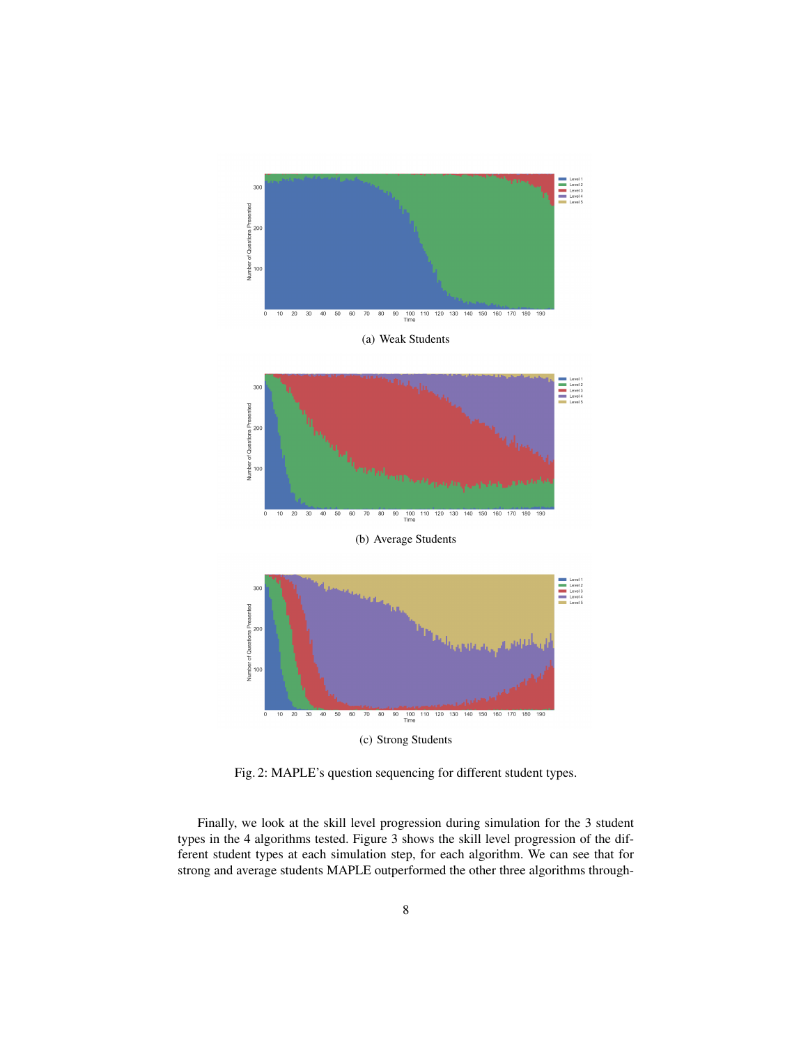(a) Weak Students

(b) Average Students

(c) Strong Students

Fig. 2: MAPLE's question sequencing for different student types.

Finally, we look at the skill level progression during simulation for the 3 student types in the 4 algorithms tested. Figure 3 shows the skill level progression of the different student types at each simulation step, for each algorithm. We can see that for strong and average students MAPLE outperformed the other three algorithms through-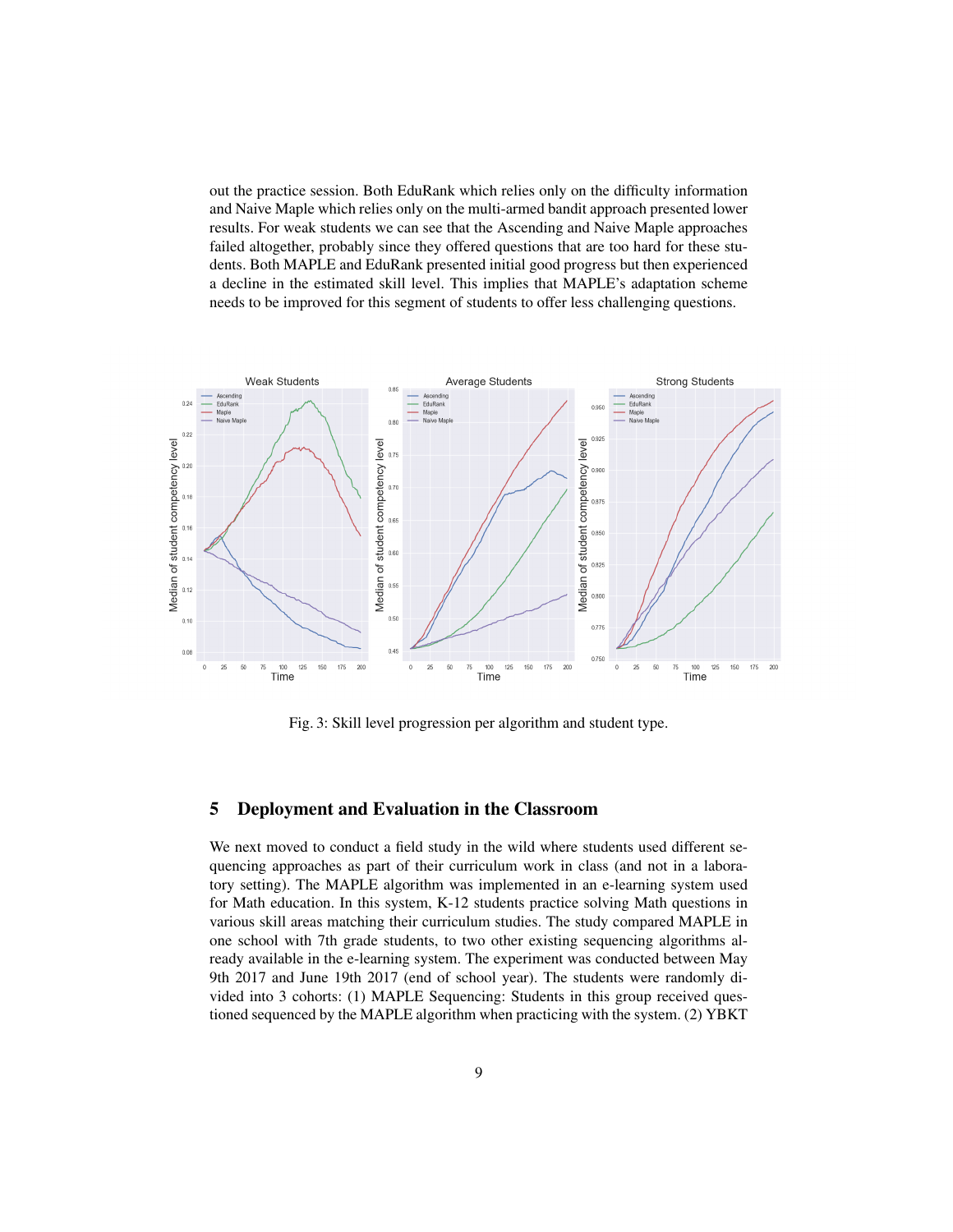out the practice session. Both EduRank which relies only on the difficulty information and Naive Maple which relies only on the multi-armed bandit approach presented lower results. For weak students we can see that the Ascending and Naive Maple approaches failed altogether, probably since they offered questions that are too hard for these students. Both MAPLE and EduRank presented initial good progress but then experienced a decline in the estimated skill level. This implies that MAPLE's adaptation scheme needs to be improved for this segment of students to offer less challenging questions.

Fig. 3: Skill level progression per algorithm and student type.

## 5 Deployment and Evaluation in the Classroom

We next moved to conduct a field study in the wild where students used different sequencing approaches as part of their curriculum work in class (and not in a laboratory setting). The MAPLE algorithm was implemented in an e-learning system used for Math education. In this system, K-12 students practice solving Math questions in various skill areas matching their curriculum studies. The study compared MAPLE in one school with 7th grade students, to two other existing sequencing algorithms already available in the e-learning system. The experiment was conducted between May 9th 2017 and June 19th 2017 (end of school year). The students were randomly divided into 3 cohorts: (1) MAPLE Sequencing: Students in this group received questioned sequenced by the MAPLE algorithm when practicing with the system. (2) YBKT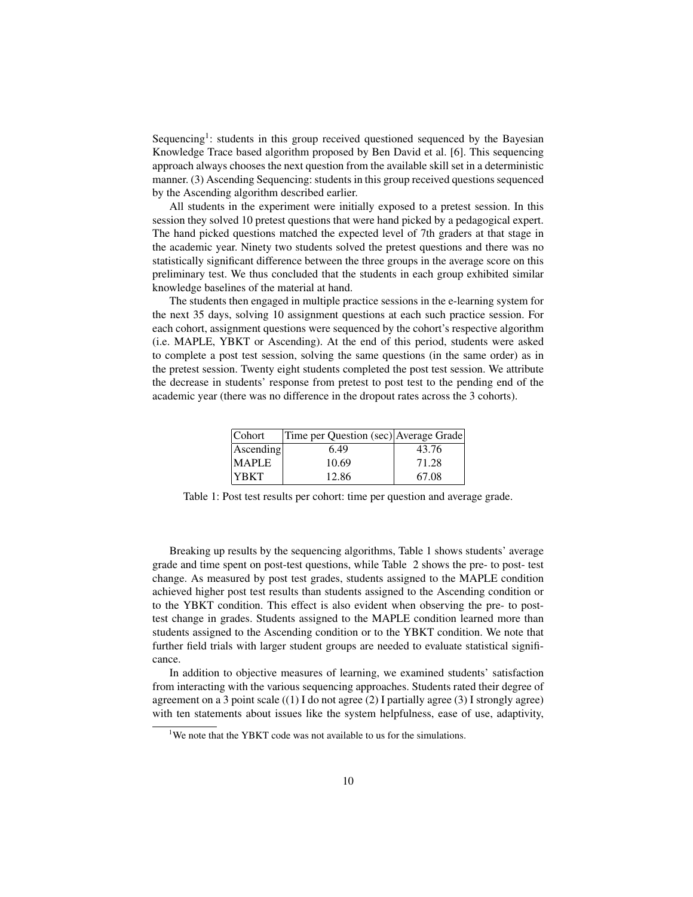Sequencing[1]: students in this group received questioned sequenced by the Bayesian Knowledge Trace based algorithm proposed by Ben David et al. [6]. This sequencing approach always chooses the next question from the available skill set in a deterministic manner. (3) Ascending Sequencing: students in this group received questions sequenced by the Ascending algorithm described earlier.

All students in the experiment were initially exposed to a pretest session. In this session they solved 10 pretest questions that were hand picked by a pedagogical expert. The hand picked questions matched the expected level of 7th graders at that stage in the academic year. Ninety two students solved the pretest questions and there was no statistically significant difference between the three groups in the average score on this preliminary test. We thus concluded that the students in each group exhibited similar knowledge baselines of the material at hand.

The students then engaged in multiple practice sessions in the e-learning system for the next 35 days, solving 10 assignment questions at each such practice session. For each cohort, assignment questions were sequenced by the cohort's respective algorithm (i.e. MAPLE, YBKT or Ascending). At the end of this period, students were asked to complete a post test session, solving the same questions (in the same order) as in the pretest session. Twenty eight students completed the post test session. We attribute the decrease in students' response from pretest to post test to the pending end of the academic year (there was no difference in the dropout rates across the 3 cohorts).

| Cohort | Time per Question (sec) | Average Grade |
|---|---|---|
| Ascending | 6.49 | 43.76 |
| MAPLE | 10.69 | 71.28 |
| YBKT | 12.86 | 67.08 |

Table 1: Post test results per cohort: time per question and average grade.

Breaking up results by the sequencing algorithms, Table 1 shows students' average grade and time spent on post-test questions, while Table 2 shows the pre- to post- test change. As measured by post test grades, students assigned to the MAPLE condition achieved higher post test results than students assigned to the Ascending condition or to the YBKT condition. This effect is also evident when observing the pre- to post-test change in grades. Students assigned to the MAPLE condition learned more than students assigned to the Ascending condition or to the YBKT condition. We note that further field trials with larger student groups are needed to evaluate statistical significance.

In addition to objective measures of learning, we examined students' satisfaction from interacting with the various sequencing approaches. Students rated their degree of agreement on a 3 point scale ((1) I do not agree (2) I partially agree (3) I strongly agree) with ten statements about issues like the system helpfulness, ease of use, adaptivity,

[1] We note that the YBKT code was not available to us for the simulations.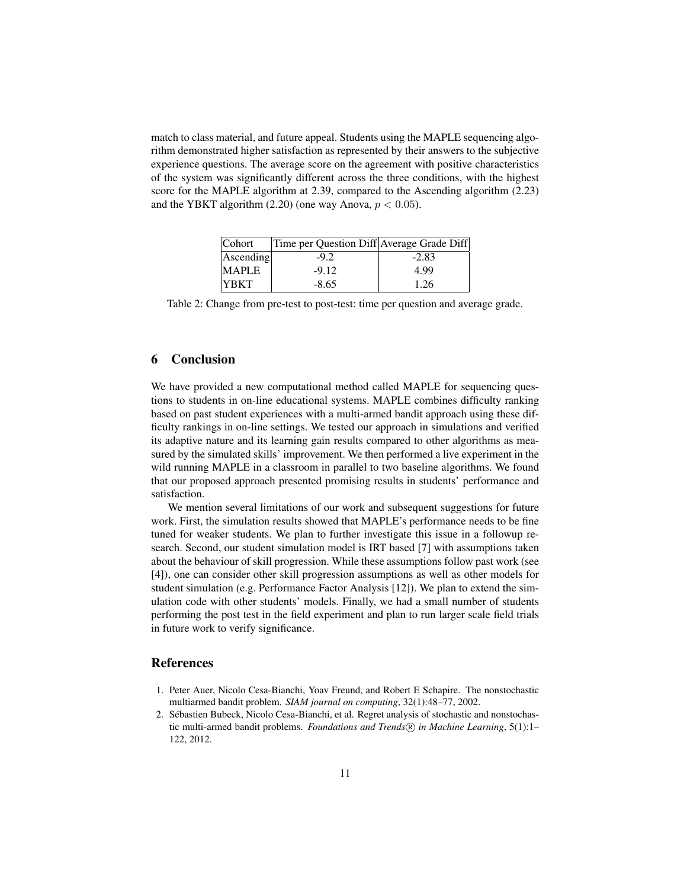match to class material, and future appeal. Students using the MAPLE sequencing algorithm demonstrated higher satisfaction as represented by their answers to the subjective experience questions. The average score on the agreement with positive characteristics of the system was significantly different across the three conditions, with the highest score for the MAPLE algorithm at 2.39, compared to the Ascending algorithm (2.23) and the YBKT algorithm (2.20) (one way Anova, $p < 0.05$).

| Cohort | Time per Question Diff | Average Grade Diff |
|---|---|---|
| Ascending | -9.2 | -2.83 |
| MAPLE | -9.12 | 4.99 |
| YBKT | -8.65 | 1.26 |

Table 2: Change from pre-test to post-test: time per question and average grade.

## 6 Conclusion

We have provided a new computational method called MAPLE for sequencing questions to students in on-line educational systems. MAPLE combines difficulty ranking based on past student experiences with a multi-armed bandit approach using these difficulty rankings in on-line settings. We tested our approach in simulations and verified its adaptive nature and its learning gain results compared to other algorithms as measured by the simulated skills' improvement. We then performed a live experiment in the wild running MAPLE in a classroom in parallel to two baseline algorithms. We found that our proposed approach presented promising results in students' performance and satisfaction.

We mention several limitations of our work and subsequent suggestions for future work. First, the simulation results showed that MAPLE's performance needs to be fine tuned for weaker students. We plan to further investigate this issue in a followup research. Second, our student simulation model is IRT based [7] with assumptions taken about the behaviour of skill progression. While these assumptions follow past work (see [4]), one can consider other skill progression assumptions as well as other models for student simulation (e.g. Performance Factor Analysis [12]). We plan to extend the simulation code with other students' models. Finally, we had a small number of students performing the post test in the field experiment and plan to run larger scale field trials in future work to verify significance.

## References

1. Peter Auer, Nicolo Cesa-Bianchi, Yoav Freund, and Robert E Schapire. The nonstochastic multiarmed bandit problem. *SIAM journal on computing*, 32(1):48–77, 2002.
2. Sébastien Bubeck, Nicolo Cesa-Bianchi, et al. Regret analysis of stochastic and nonstochastic multi-armed bandit problems. *Foundations and Trends® in Machine Learning*, 5(1):1–122, 2012.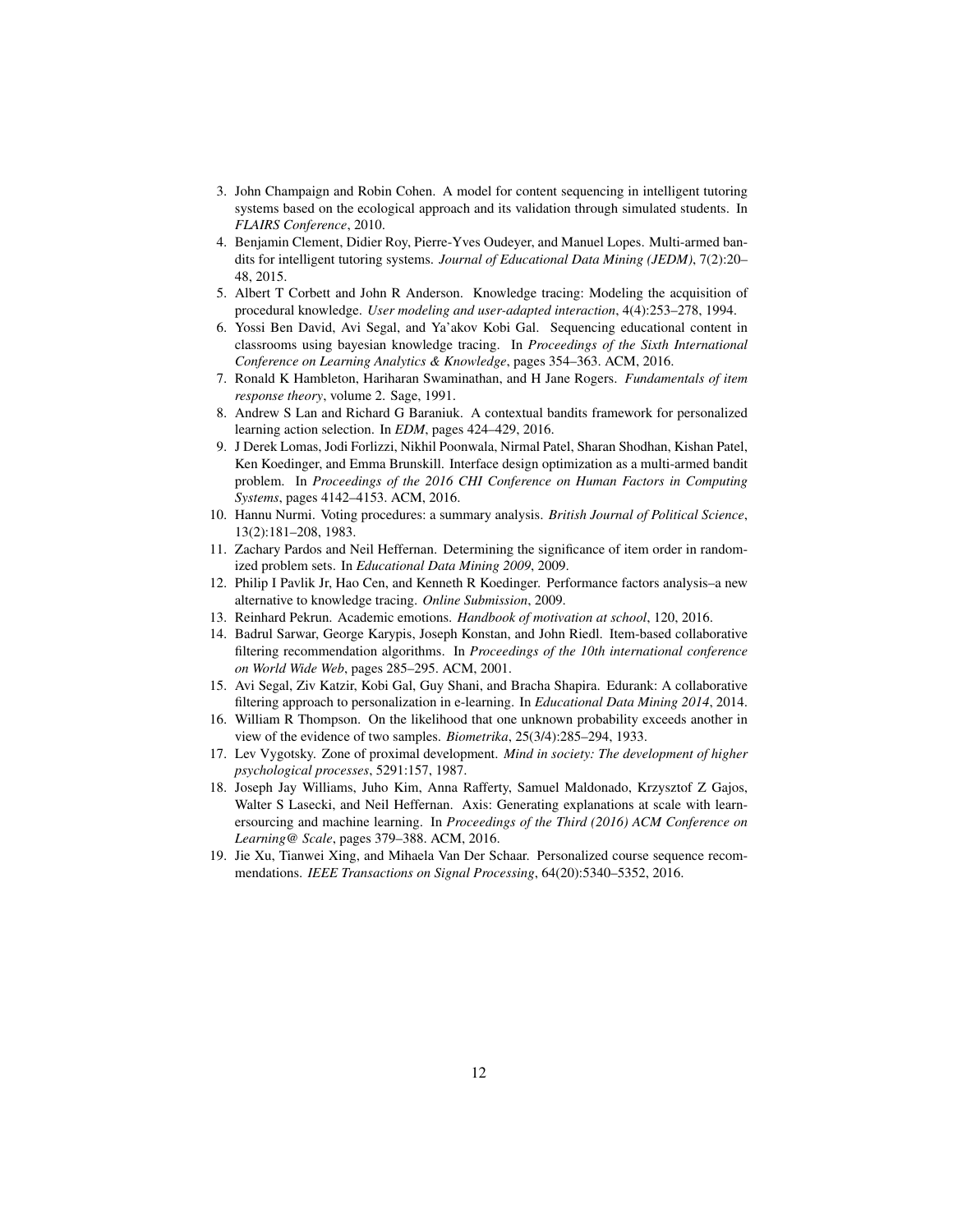3. John Champaign and Robin Cohen. A model for content sequencing in intelligent tutoring systems based on the ecological approach and its validation through simulated students. In *FLAIRS Conference*, 2010.
4. Benjamin Clement, Didier Roy, Pierre-Yves Oudeyer, and Manuel Lopes. Multi-armed bandits for intelligent tutoring systems. *Journal of Educational Data Mining (JEDM)*, 7(2):20–48, 2015.
5. Albert T Corbett and John R Anderson. Knowledge tracing: Modeling the acquisition of procedural knowledge. *User modeling and user-adapted interaction*, 4(4):253–278, 1994.
6. Yossi Ben David, Avi Segal, and Ya'akov Kobi Gal. Sequencing educational content in classrooms using bayesian knowledge tracing. In *Proceedings of the Sixth International Conference on Learning Analytics & Knowledge*, pages 354–363. ACM, 2016.
7. Ronald K Hambleton, Hariharan Swaminathan, and H Jane Rogers. *Fundamentals of item response theory*, volume 2. Sage, 1991.
8. Andrew S Lan and Richard G Baraniuk. A contextual bandits framework for personalized learning action selection. In *EDM*, pages 424–429, 2016.
9. J Derek Lomas, Jodi Forlizzi, Nikhil Poonwala, Nirmal Patel, Sharan Shodhan, Kishan Patel, Ken Koedinger, and Emma Brunskill. Interface design optimization as a multi-armed bandit problem. In *Proceedings of the 2016 CHI Conference on Human Factors in Computing Systems*, pages 4142–4153. ACM, 2016.
10. Hannu Nurmi. Voting procedures: a summary analysis. *British Journal of Political Science*, 13(2):181–208, 1983.
11. Zachary Pardos and Neil Heffernan. Determining the significance of item order in randomized problem sets. In *Educational Data Mining 2009*, 2009.
12. Philip I Pavlik Jr, Hao Cen, and Kenneth R Koedinger. Performance factors analysis–a new alternative to knowledge tracing. *Online Submission*, 2009.
13. Reinhard Pekrun. Academic emotions. *Handbook of motivation at school*, 120, 2016.
14. Badrul Sarwar, George Karypis, Joseph Konstan, and John Riedl. Item-based collaborative filtering recommendation algorithms. In *Proceedings of the 10th international conference on World Wide Web*, pages 285–295. ACM, 2001.
15. Avi Segal, Ziv Katzir, Kobi Gal, Guy Shani, and Bracha Shapira. Edurank: A collaborative filtering approach to personalization in e-learning. In *Educational Data Mining 2014*, 2014.
16. William R Thompson. On the likelihood that one unknown probability exceeds another in view of the evidence of two samples. *Biometrika*, 25(3/4):285–294, 1933.
17. Lev Vygotsky. Zone of proximal development. *Mind in society: The development of higher psychological processes*, 5291:157, 1987.
18. Joseph Jay Williams, Juho Kim, Anna Rafferty, Samuel Maldonado, Krzysztof Z Gajos, Walter S Lasecki, and Neil Heffernan. Axis: Generating explanations at scale with learnersourcing and machine learning. In *Proceedings of the Third (2016) ACM Conference on Learning@ Scale*, pages 379–388. ACM, 2016.
19. Jie Xu, Tianwei Xing, and Mihaela Van Der Schaar. Personalized course sequence recommendations. *IEEE Transactions on Signal Processing*, 64(20):5340–5352, 2016.